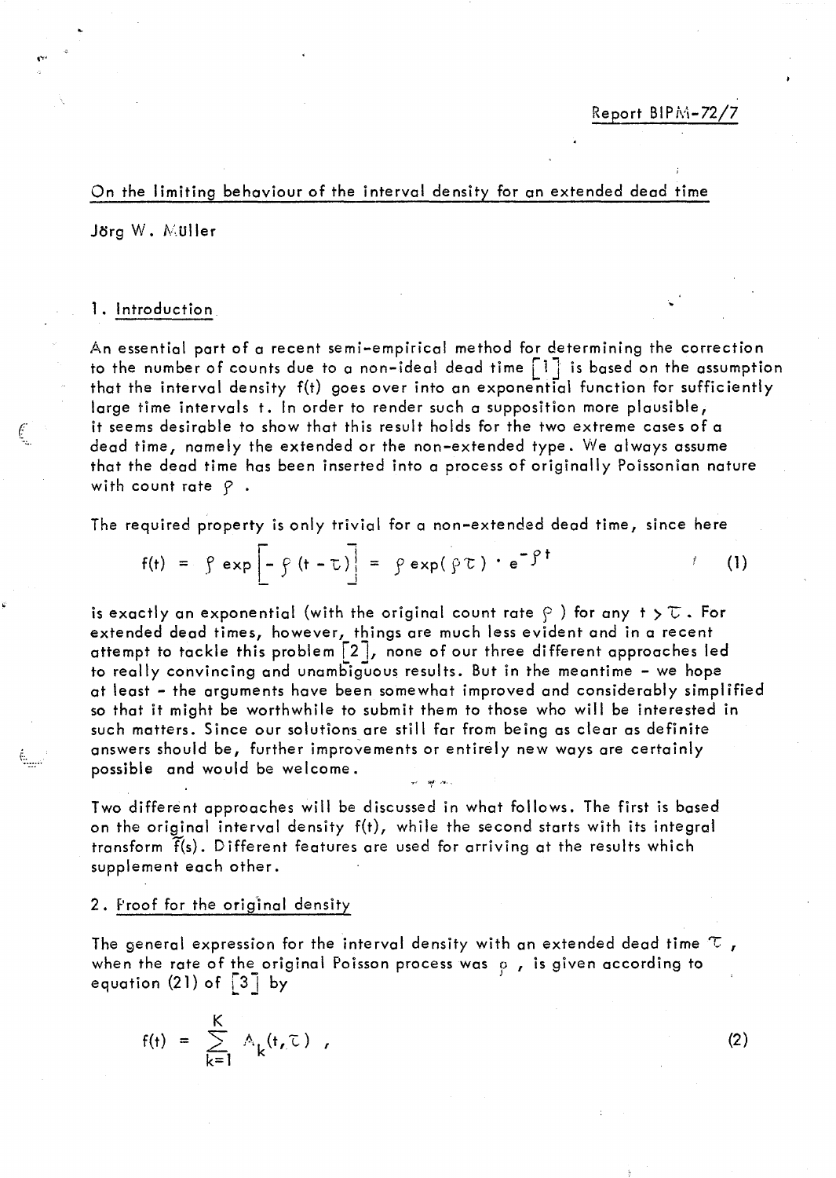Report BIPM-72/7

# On the limiting behaviour of the interval density for an extended dead time

Jörg W. Müller

## 1. Introduction

An essential part of a recent semi-empirical method for determining the correction to the number of counts due to a non-ideal dead time [1] is based on the assumption that the interval density f(t) goes over into an exponential function for sufficiently large time intervals t. In order to render such a supposition more plausible, it seems desirable to show that this result holds for the two extreme cases of a dead time, namely the extended or the non-extended type. We always assume that the dead time has been inserted into a process of originally Poissonian nature with count rate $\rho$ .

The required property is only trivial for a non-extended dead time, since here

$$f(t) = \rho \exp\left[-\rho (t - \tau)\right] = \rho \exp(\rho\tau) \cdot e^{-\rho t} \qquad (1)$$

is exactly an exponential (with the original count rate $\rho$ ) for any $t > \tau$ . For extended dead times, however, things are much less evident and in a recent attempt to tackle this problem [2], none of our three different approaches led to really convincing and unambiguous results. But in the meantime - we hope at least - the arguments have been somewhat improved and considerably simplified so that it might be worthwhile to submit them to those who will be interested in such matters. Since our solutions are still far from being as clear as definite answers should be, further improvements or entirely new ways are certainly possible and would be welcome.

Two different approaches will be discussed in what follows. The first is based on the original interval density f(t), while the second starts with its integral transform $\tilde{f}(s)$. Different features are used for arriving at the results which supplement each other.

## 2. Proof for the original density

The general expression for the interval density with an extended dead time $\tau$ , when the rate of the original Poisson process was $\rho$ , is given according to equation (21) of [3] by

$$f(t) = \sum_{k=1}^{K} A_k(t, \tau) \ , \qquad (2)$$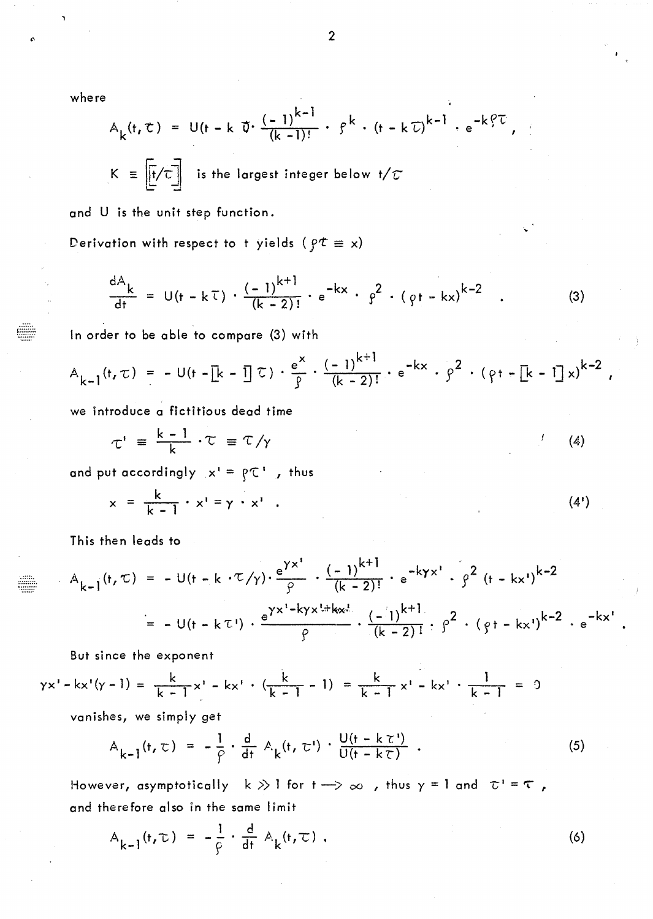where

$$A_k(t,\tau) = U(t - k\tau)\cdot \frac{(-1)^{k-1}}{(k-1)!}\cdot \rho^k \cdot (t-k\tau)^{k-1}\cdot e^{-k\rho\tau} ,$$

$K \equiv \left[\!\left[ t/\tau \right]\!\right]$ is the largest integer below $t/\tau$

and $U$ is the unit step function.

Derivation with respect to $t$ yields ($\rho\tau \equiv x$)

$$\frac{dA_k}{dt} = U(t-k\tau)\cdot \frac{(-1)^{k+1}}{(k-2)!}\cdot e^{-kx}\cdot \rho^2 \cdot (\rho t - kx)^{k-2} \quad . \tag{3}$$

In order to be able to compare (3) with

$$A_{k-1}(t,\tau) = -U(t-[k-1]\tau)\cdot \frac{e^x}{\rho}\cdot \frac{(-1)^{k+1}}{(k-2)!}\cdot e^{-kx}\cdot \rho^2\cdot (\rho t - [k-1]x)^{k-2} ,$$

we introduce a fictitious dead time

$$\tau' \equiv \frac{k-1}{k}\cdot \tau \equiv \tau/\gamma \tag{4}$$

and put accordingly $x' = \rho\tau'$ , thus

$$x = \frac{k}{k-1}\cdot x' = \gamma\cdot x' \quad . \tag{4'}$$

This then leads to

$$A_{k-1}(t,\tau) = -U(t-k\cdot\tau/\gamma)\cdot \frac{e^{\gamma x'}}{\rho}\cdot \frac{(-1)^{k+1}}{(k-2)!}\cdot e^{-k\gamma x'}\cdot \rho^2 (t-kx')^{k-2}$$

$$= -U(t-k\tau')\cdot \frac{e^{\gamma x'-k\gamma x'+kx'}}{\rho}\cdot \frac{(-1)^{k+1}}{(k-2)!}\cdot \rho^2\cdot (\rho t - kx')^{k-2}\cdot e^{-kx'} .$$

But since the exponent

$$\gamma x' - kx'(\gamma-1) = \frac{k}{k-1}x' - kx'\cdot\left(\frac{k}{k-1}-1\right) = \frac{k}{k-1}x' - kx'\cdot\frac{1}{k-1} = 0$$

vanishes, we simply get

$$A_{k-1}(t,\tau) = -\frac{1}{\rho}\cdot\frac{d}{dt}A_k(t,\tau')\cdot\frac{U(t-k\tau')}{U(t-k\tau)} \quad . \tag{5}$$

However, asymptotically $k \gg 1$ for $t \longrightarrow \infty$ , thus $\gamma = 1$ and $\tau' = \tau$ , and therefore also in the same limit

$$A_{k-1}(t,\tau) = -\frac{1}{\rho}\cdot\frac{d}{dt}A_k(t,\tau) . \tag{6}$$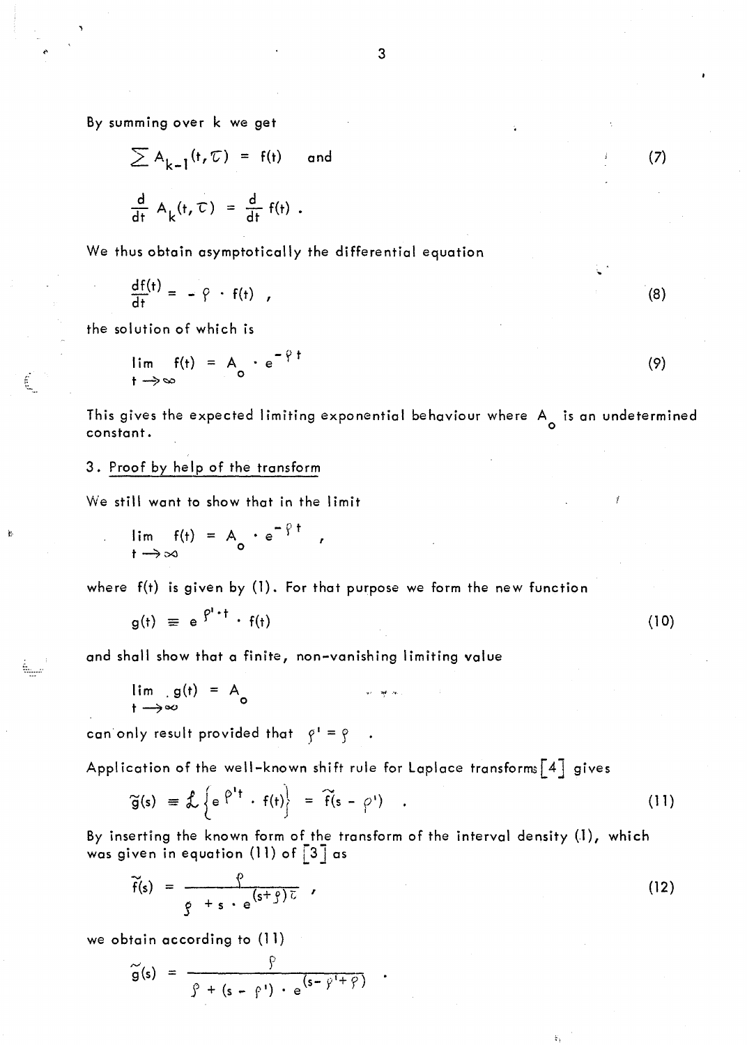By summing over k we get

$$\sum A_{k-1}(t,\tau) = f(t) \quad \text{and} \tag{7}$$

$$\frac{d}{dt} A_k(t,\tau) = \frac{d}{dt} f(t) .$$

We thus obtain asymptotically the differential equation

$$\frac{df(t)}{dt} = -\rho \cdot f(t) , \tag{8}$$

the solution of which is

$$\lim_{t \to \infty} f(t) = A_o \cdot e^{-\rho t} \tag{9}$$

This gives the expected limiting exponential behaviour where $A_o$ is an undetermined constant.

## 3. Proof by help of the transform

We still want to show that in the limit

$$\lim_{t \to \infty} f(t) = A_o \cdot e^{-\rho t} ,$$

where $f(t)$ is given by (1). For that purpose we form the new function

$$g(t) \equiv e^{\rho' \cdot t} \cdot f(t) \tag{10}$$

and shall show that a finite, non-vanishing limiting value

$$\lim_{t \to \infty} g(t) = A_o$$

can only result provided that $\rho' = \rho$ .

Application of the well-known shift rule for Laplace transforms [4] gives

$$\tilde{g}(s) \equiv \mathcal{L}\left\{e^{\rho' t} \cdot f(t)\right\} = \tilde{f}(s - \rho') . \tag{11}$$

By inserting the known form of the transform of the interval density (1), which was given in equation (11) of [3] as

$$\tilde{f}(s) = \frac{\rho}{\rho + s \cdot e^{(s+\rho)\tau}} , \tag{12}$$

we obtain according to (11)

$$\tilde{g}(s) = \frac{\rho}{\rho + (s - \rho') \cdot e^{(s - \rho' + \rho)}} .$$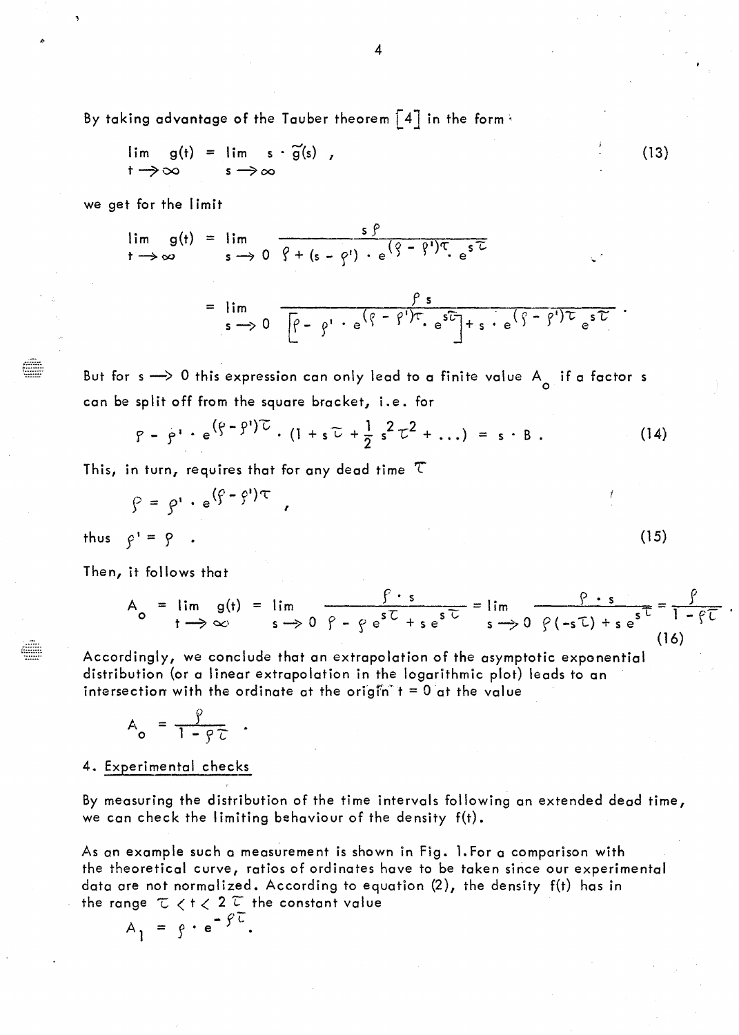By taking advantage of the Tauber theorem [4] in the form:

$$\lim_{t \to \infty} g(t) = \lim_{s \to \infty} s \cdot \tilde{g}(s) \ , \tag{13}$$

we get for the limit

$$\lim_{t \to \infty} g(t) = \lim_{s \to 0} \frac{s \rho}{\rho + (s - \rho') \cdot e^{(\rho - \rho')\tau} \cdot e^{s\tau}}$$

$$= \lim_{s \to 0} \frac{\rho s}{\left[\rho - \rho' \cdot e^{(\rho - \rho')\tau} \cdot e^{s\tau}\right] + s \cdot e^{(\rho - \rho')\tau} e^{s\tau}} \ .$$

But for $s \to 0$ this expression can only lead to a finite value $A_o$ if a factor s can be split off from the square bracket, i.e. for

$$\rho - \rho' \cdot e^{(\rho - \rho')\tau} \cdot (1 + s\tau + \frac{1}{2} s^2 \tau^2 + \ldots) = s \cdot B \ . \tag{14}$$

This, in turn, requires that for any dead time $\tau$

$$\rho = \rho' \cdot e^{(\rho - \rho')\tau} \ ,$$

thus $\rho' = \rho$ . (15)

Then, it follows that

$$A_o = \lim_{t \to \infty} g(t) = \lim_{s \to 0} \frac{\rho \cdot s}{\rho - \rho e^{s\tau} + s e^{s\tau}} = \lim_{s \to 0} \frac{\rho \cdot s}{\rho(-s\tau) + s e^{s\tau}} = \frac{\rho}{1 - \rho\tau} \ . \tag{16}$$

Accordingly, we conclude that an extrapolation of the asymptotic exponential distribution (or a linear extrapolation in the logarithmic plot) leads to an intersection with the ordinate at the origin $t = 0$ at the value

$$A_o = \frac{\rho}{1 - \rho\tau} \ .$$

## 4. Experimental checks

By measuring the distribution of the time intervals following an extended dead time, we can check the limiting behaviour of the density f(t).

As an example such a measurement is shown in Fig. 1. For a comparison with the theoretical curve, ratios of ordinates have to be taken since our experimental data are not normalized. According to equation (2), the density f(t) has in the range $\tau < t < 2\tau$ the constant value

$$A_1 = \rho \cdot e^{-\rho\tau} .$$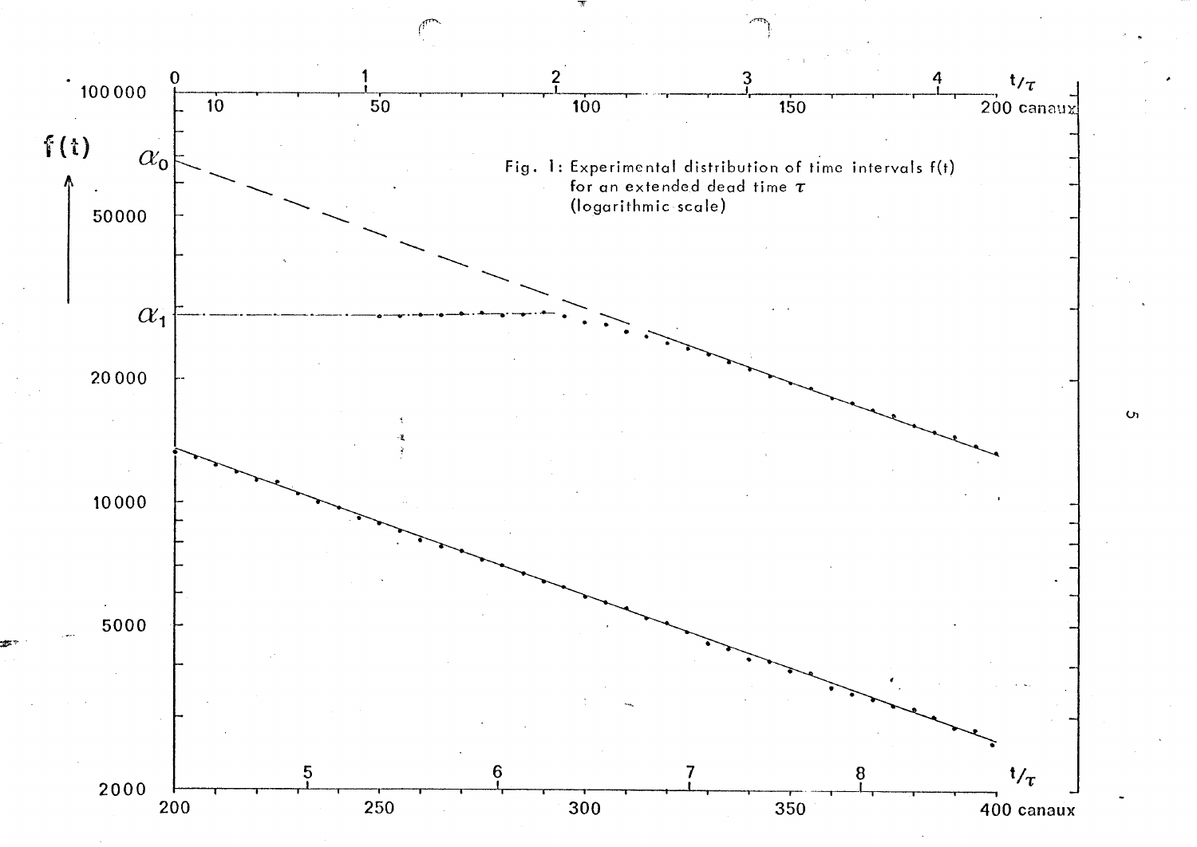Fig. 1: Experimental distribution of time intervals $f(t)$ for an extended dead time $\tau$ (logarithmic scale)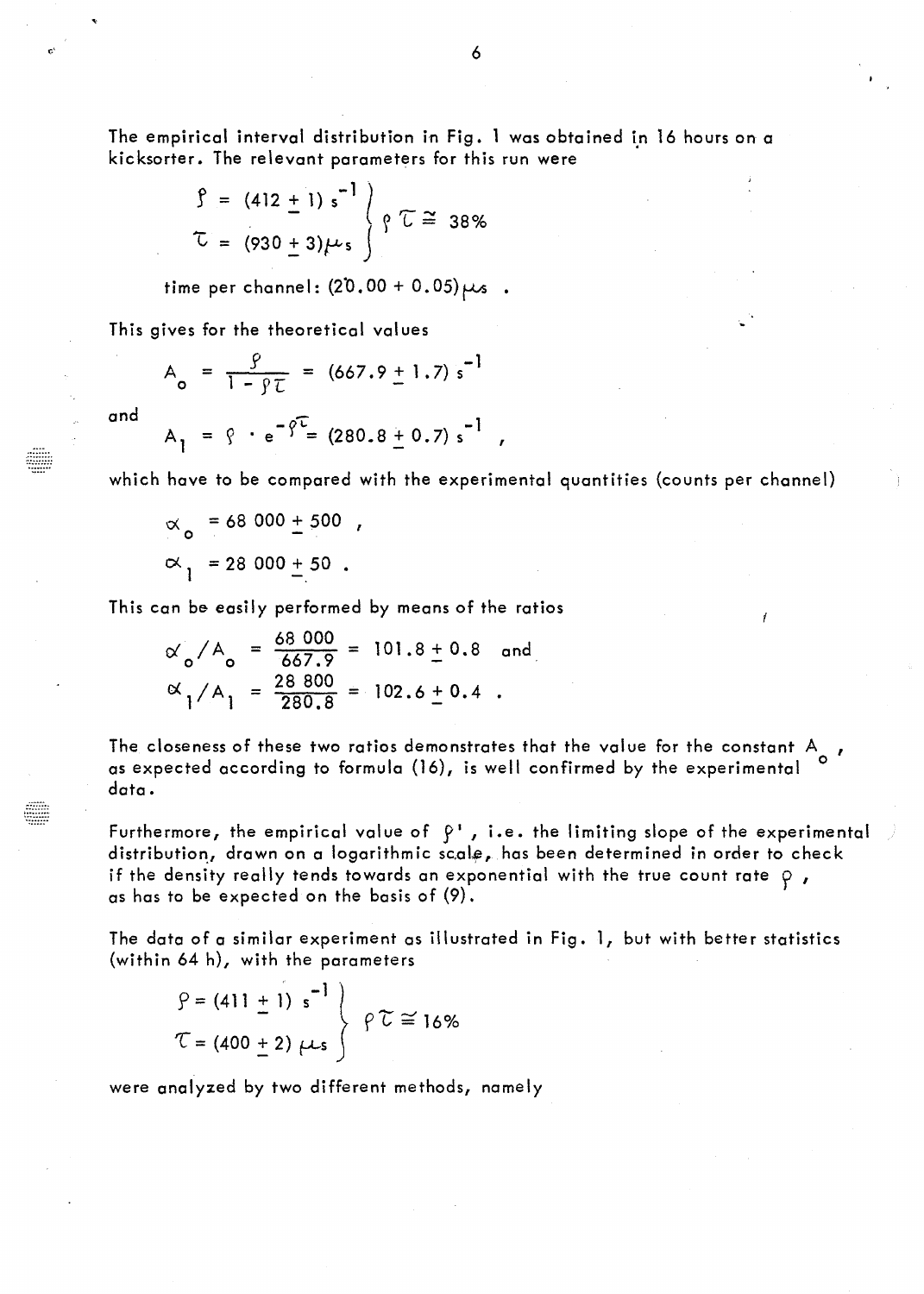The empirical interval distribution in Fig. 1 was obtained in 16 hours on a kicksorter. The relevant parameters for this run were

$$\left.\begin{array}{l} \rho = (412 \pm 1)\ \mathrm{s}^{-1} \\ \tau = (930 \pm 3)\,\mu\mathrm{s} \end{array}\right\} \rho\tau \cong 38\%$$

time per channel: $(20.00 + 0.05)\,\mu\mathrm{s}$ .

This gives for the theoretical values

$$A_o = \frac{\rho}{1 - \rho\tau} = (667.9 \pm 1.7)\ \mathrm{s}^{-1}$$

and

$$A_1 = \rho \cdot e^{-\rho\tau} = (280.8 \pm 0.7)\ \mathrm{s}^{-1} ,$$

which have to be compared with the experimental quantities (counts per channel)

$$\alpha_o = 68\ 000 \pm 500 ,$$

$$\alpha_1 = 28\ 000 \pm 50 .$$

This can be easily performed by means of the ratios

$$\alpha_o / A_o = \frac{68\ 000}{667.9} = 101.8 \pm 0.8 \quad \text{and}$$

$$\alpha_1 / A_1 = \frac{28\ 800}{280.8} = 102.6 \pm 0.4 .$$

The closeness of these two ratios demonstrates that the value for the constant $A_o$ , as expected according to formula (16), is well confirmed by the experimental data.

Furthermore, the empirical value of $\rho'$ , i.e. the limiting slope of the experimental distribution, drawn on a logarithmic scale, has been determined in order to check if the density really tends towards an exponential with the true count rate $\rho$ , as has to be expected on the basis of (9).

The data of a similar experiment as illustrated in Fig. 1, but with better statistics (within 64 h), with the parameters

$$\left.\begin{array}{l} \rho = (411 \pm 1)\ \mathrm{s}^{-1} \\ \tau = (400 \pm 2)\,\mu\mathrm{s} \end{array}\right\} \rho\tau \cong 16\%$$

were analyzed by two different methods, namely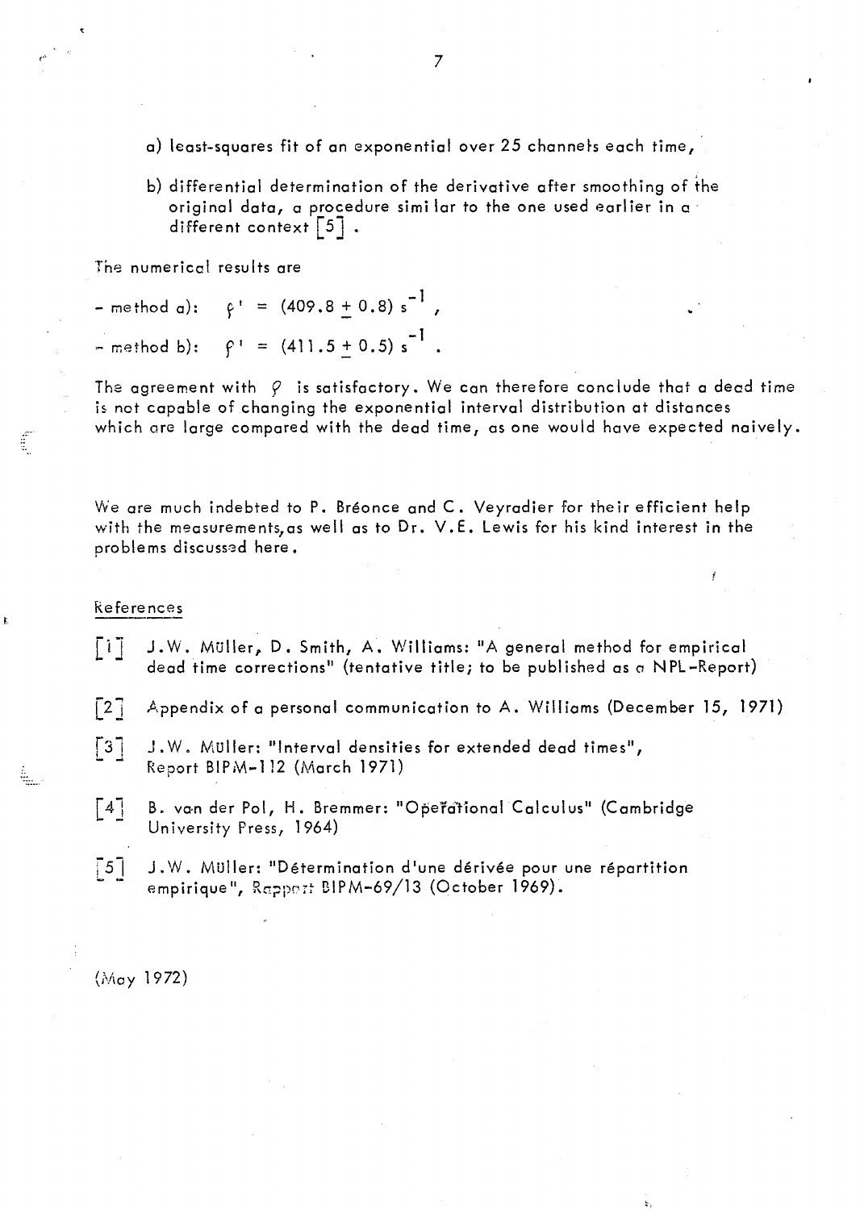a) least-squares fit of an exponential over 25 channels each time,

b) differential determination of the derivative after smoothing of the original data, a procedure similar to the one used earlier in a different context [5].

The numerical results are

- method a): $\rho' = (409.8 \pm 0.8)\ s^{-1}$,

- method b): $\rho' = (411.5 \pm 0.5)\ s^{-1}$.

The agreement with $\rho$ is satisfactory. We can therefore conclude that a dead time is not capable of changing the exponential interval distribution at distances which are large compared with the dead time, as one would have expected naively.

We are much indebted to P. Bréonce and C. Veyradier for their efficient help with the measurements, as well as to Dr. V.E. Lewis for his kind interest in the problems discussed here.

## References

[1] J.W. Müller, D. Smith, A. Williams: "A general method for empirical dead time corrections" (tentative title; to be published as a NPL-Report)

[2] Appendix of a personal communication to A. Williams (December 15, 1971)

[3] J.W. Müller: "Interval densities for extended dead times", Report BIPM-112 (March 1971)

[4] B. van der Pol, H. Bremmer: "Operational Calculus" (Cambridge University Press, 1964)

[5] J.W. Müller: "Détermination d'une dérivée pour une répartition empirique", Rapport BIPM-69/13 (October 1969).

(May 1972)